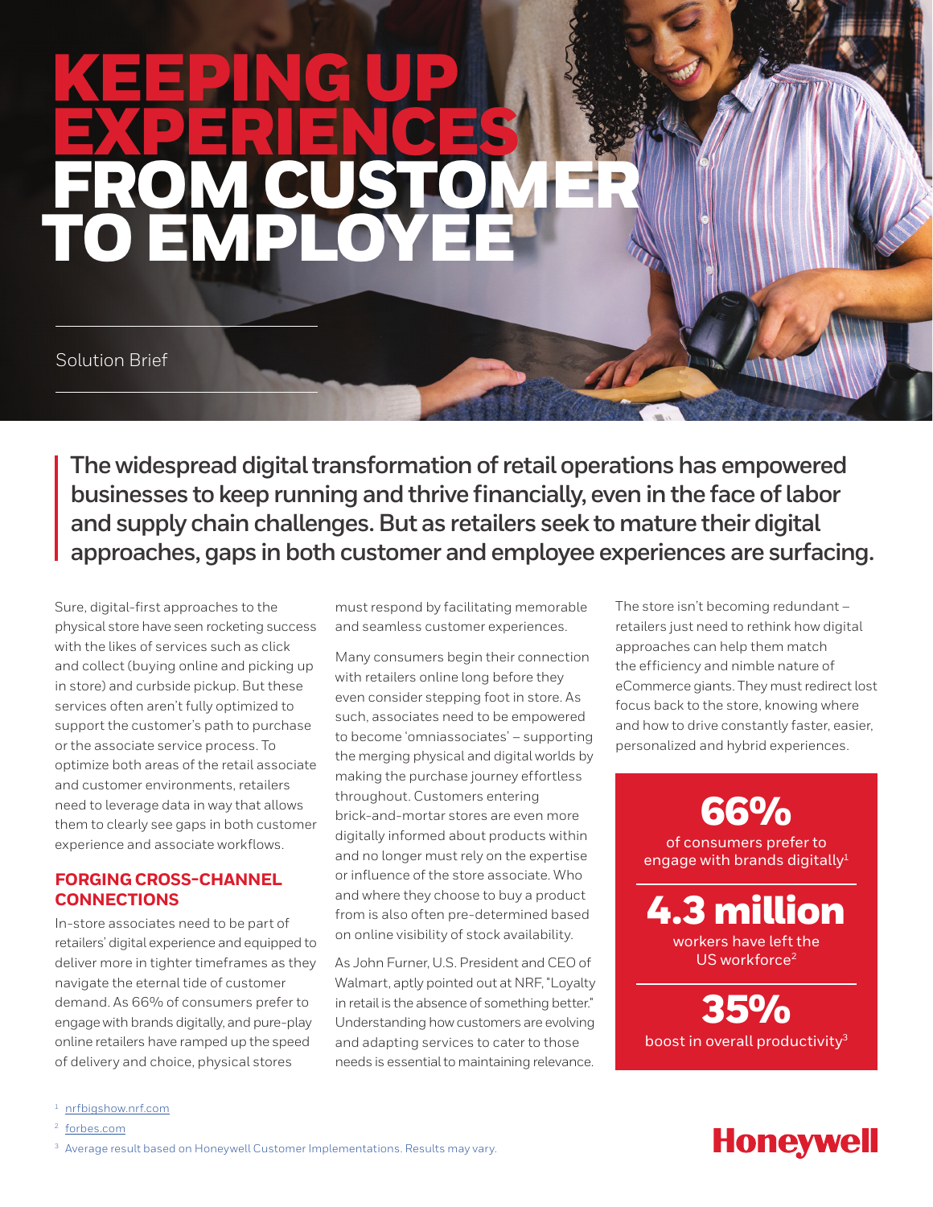# KEEPING UP EXPERIENCES FROM CUSTOMER TO EMPLOYEE

Solution Brief

**The widespread digital transformation of retail operations has empowered businesses to keep running and thrive financially, even in the face of labor and supply chain challenges. But as retailers seek to mature their digital approaches, gaps in both customer and employee experiences are surfacing.**

Sure, digital-first approaches to the physical store have seen rocketing success with the likes of services such as click and collect (buying online and picking up in store) and curbside pickup. But these services often aren't fully optimized to support the customer's path to purchase or the associate service process. To optimize both areas of the retail associate and customer environments, retailers need to leverage data in way that allows them to clearly see gaps in both customer experience and associate workflows.

## FORGING CROSS-CHANNEL CONNECTIONS

In-store associates need to be part of retailers' digital experience and equipped to deliver more in tighter timeframes as they navigate the eternal tide of customer demand. As 66% of consumers prefer to engage with brands digitally, and pure-play online retailers have ramped up the speed of delivery and choice, physical stores must respond by facilitating memorable and seamless customer experiences.

Many consumers begin their connection with retailers online long before they even consider stepping foot in store. As such, associates need to be empowered to become 'omniassociates' – supporting the merging physical and digital worlds by making the purchase journey effortless throughout. Customers entering brick-and-mortar stores are even more digitally informed about products within and no longer must rely on the expertise or influence of the store associate. Who and where they choose to buy a product from is also often pre-determined based on online visibility of stock availability.

As John Furner, U.S. President and CEO of Walmart, aptly pointed out at NRF, "Loyalty in retail is the absence of something better." Understanding how customers are evolving and adapting services to cater to those needs is essential to maintaining relevance.

The store isn't becoming redundant – retailers just need to rethink how digital approaches can help them match the efficiency and nimble nature of eCommerce giants. They must redirect lost focus back to the store, knowing where and how to drive constantly faster, easier, personalized and hybrid experiences.

**66%**
of consumers prefer to engage with brands digitally[1]

**4.3 million**
workers have left the US workforce[2]

**35%**
boost in overall productivity[3]

[1] nrfbigshow.nrf.com

[2] forbes.com

[3] Average result based on Honeywell Customer Implementations. Results may vary.

Honeywell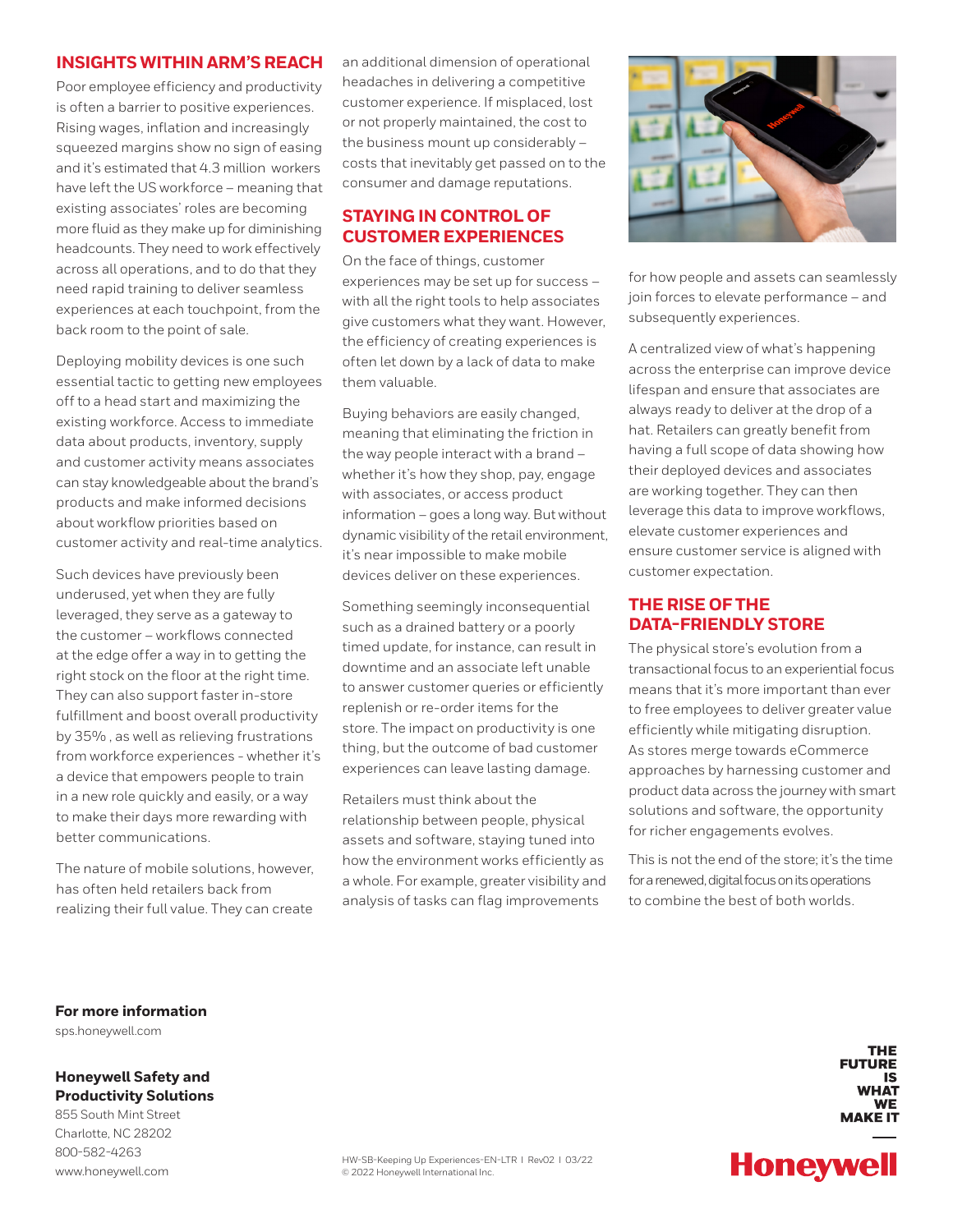## INSIGHTS WITHIN ARM'S REACH

Poor employee efficiency and productivity is often a barrier to positive experiences. Rising wages, inflation and increasingly squeezed margins show no sign of easing and it's estimated that 4.3 million workers have left the US workforce – meaning that existing associates' roles are becoming more fluid as they make up for diminishing headcounts. They need to work effectively across all operations, and to do that they need rapid training to deliver seamless experiences at each touchpoint, from the back room to the point of sale.

Deploying mobility devices is one such essential tactic to getting new employees off to a head start and maximizing the existing workforce. Access to immediate data about products, inventory, supply and customer activity means associates can stay knowledgeable about the brand's products and make informed decisions about workflow priorities based on customer activity and real-time analytics.

Such devices have previously been underused, yet when they are fully leveraged, they serve as a gateway to the customer – workflows connected at the edge offer a way in to getting the right stock on the floor at the right time. They can also support faster in-store fulfillment and boost overall productivity by 35% , as well as relieving frustrations from workforce experiences - whether it's a device that empowers people to train in a new role quickly and easily, or a way to make their days more rewarding with better communications.

The nature of mobile solutions, however, has often held retailers back from realizing their full value. They can create an additional dimension of operational headaches in delivering a competitive customer experience. If misplaced, lost or not properly maintained, the cost to the business mount up considerably – costs that inevitably get passed on to the consumer and damage reputations.

## STAYING IN CONTROL OF CUSTOMER EXPERIENCES

On the face of things, customer experiences may be set up for success – with all the right tools to help associates give customers what they want. However, the efficiency of creating experiences is often let down by a lack of data to make them valuable.

Buying behaviors are easily changed, meaning that eliminating the friction in the way people interact with a brand – whether it's how they shop, pay, engage with associates, or access product information – goes a long way. But without dynamic visibility of the retail environment, it's near impossible to make mobile devices deliver on these experiences.

Something seemingly inconsequential such as a drained battery or a poorly timed update, for instance, can result in downtime and an associate left unable to answer customer queries or efficiently replenish or re-order items for the store. The impact on productivity is one thing, but the outcome of bad customer experiences can leave lasting damage.

Retailers must think about the relationship between people, physical assets and software, staying tuned into how the environment works efficiently as a whole. For example, greater visibility and analysis of tasks can flag improvements for how people and assets can seamlessly join forces to elevate performance – and subsequently experiences.

A centralized view of what's happening across the enterprise can improve device lifespan and ensure that associates are always ready to deliver at the drop of a hat. Retailers can greatly benefit from having a full scope of data showing how their deployed devices and associates are working together. They can then leverage this data to improve workflows, elevate customer experiences and ensure customer service is aligned with customer expectation.

## THE RISE OF THE DATA-FRIENDLY STORE

The physical store's evolution from a transactional focus to an experiential focus means that it's more important than ever to free employees to deliver greater value efficiently while mitigating disruption. As stores merge towards eCommerce approaches by harnessing customer and product data across the journey with smart solutions and software, the opportunity for richer engagements evolves.

This is not the end of the store; it's the time for a renewed, digital focus on its operations to combine the best of both worlds.

**For more information**

sps.honeywell.com

**Honeywell Safety and Productivity Solutions**

855 South Mint Street
Charlotte, NC 28202
800-582-4263
www.honeywell.com

HW-SB-Keeping Up Experiences-EN-LTR | Rev02 | 03/22
© 2022 Honeywell International Inc.

THE FUTURE IS WHAT WE MAKE IT

Honeywell